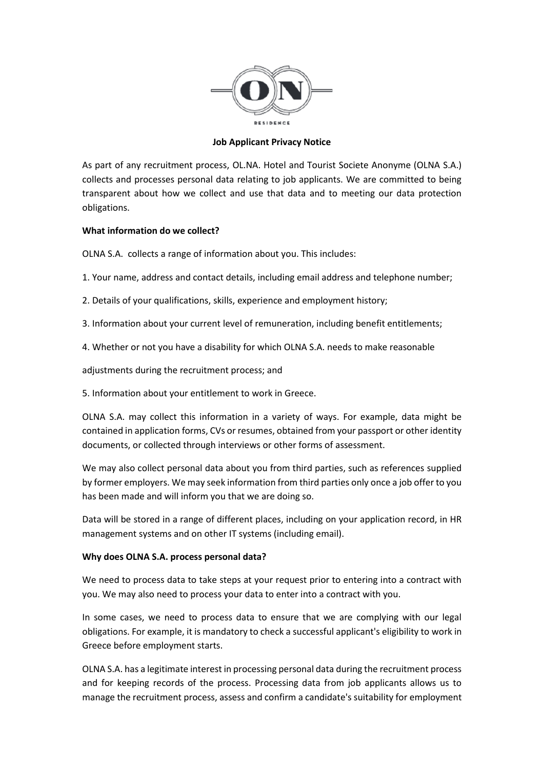**Job Applicant Privacy Notice**

As part of any recruitment process, OL.NA. Hotel and Tourist Societe Anonyme (OLNA S.A.) collects and processes personal data relating to job applicants. We are committed to being transparent about how we collect and use that data and to meeting our data protection obligations.

**What information do we collect?**

OLNA S.A. collects a range of information about you. This includes:

1. Your name, address and contact details, including email address and telephone number;

2. Details of your qualifications, skills, experience and employment history;

3. Information about your current level of remuneration, including benefit entitlements;

4. Whether or not you have a disability for which OLNA S.A. needs to make reasonable adjustments during the recruitment process; and

5. Information about your entitlement to work in Greece.

OLNA S.A. may collect this information in a variety of ways. For example, data might be contained in application forms, CVs or resumes, obtained from your passport or other identity documents, or collected through interviews or other forms of assessment.

We may also collect personal data about you from third parties, such as references supplied by former employers. We may seek information from third parties only once a job offer to you has been made and will inform you that we are doing so.

Data will be stored in a range of different places, including on your application record, in HR management systems and on other IT systems (including email).

**Why does OLNA S.A. process personal data?**

We need to process data to take steps at your request prior to entering into a contract with you. We may also need to process your data to enter into a contract with you.

In some cases, we need to process data to ensure that we are complying with our legal obligations. For example, it is mandatory to check a successful applicant's eligibility to work in Greece before employment starts.

OLNA S.A. has a legitimate interest in processing personal data during the recruitment process and for keeping records of the process. Processing data from job applicants allows us to manage the recruitment process, assess and confirm a candidate's suitability for employment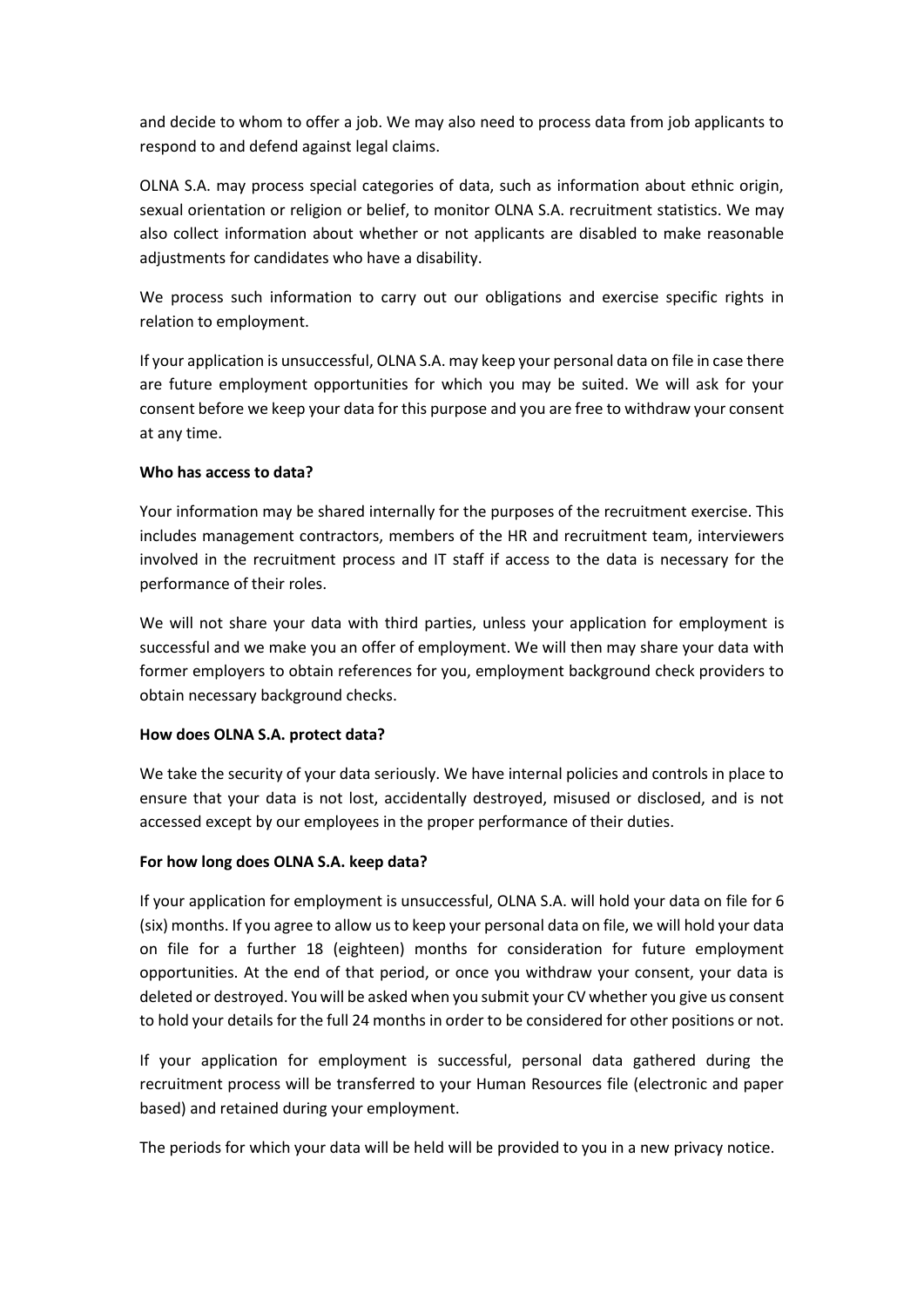and decide to whom to offer a job. We may also need to process data from job applicants to respond to and defend against legal claims.

OLNA S.A. may process special categories of data, such as information about ethnic origin, sexual orientation or religion or belief, to monitor OLNA S.A. recruitment statistics. We may also collect information about whether or not applicants are disabled to make reasonable adjustments for candidates who have a disability.

We process such information to carry out our obligations and exercise specific rights in relation to employment.

If your application is unsuccessful, OLNA S.A. may keep your personal data on file in case there are future employment opportunities for which you may be suited. We will ask for your consent before we keep your data for this purpose and you are free to withdraw your consent at any time.

**Who has access to data?**

Your information may be shared internally for the purposes of the recruitment exercise. This includes management contractors, members of the HR and recruitment team, interviewers involved in the recruitment process and IT staff if access to the data is necessary for the performance of their roles.

We will not share your data with third parties, unless your application for employment is successful and we make you an offer of employment. We will then may share your data with former employers to obtain references for you, employment background check providers to obtain necessary background checks.

**How does OLNA S.A. protect data?**

We take the security of your data seriously. We have internal policies and controls in place to ensure that your data is not lost, accidentally destroyed, misused or disclosed, and is not accessed except by our employees in the proper performance of their duties.

**For how long does OLNA S.A. keep data?**

If your application for employment is unsuccessful, OLNA S.A. will hold your data on file for 6 (six) months. If you agree to allow us to keep your personal data on file, we will hold your data on file for a further 18 (eighteen) months for consideration for future employment opportunities. At the end of that period, or once you withdraw your consent, your data is deleted or destroyed. You will be asked when you submit your CV whether you give us consent to hold your details for the full 24 months in order to be considered for other positions or not.

If your application for employment is successful, personal data gathered during the recruitment process will be transferred to your Human Resources file (electronic and paper based) and retained during your employment.

The periods for which your data will be held will be provided to you in a new privacy notice.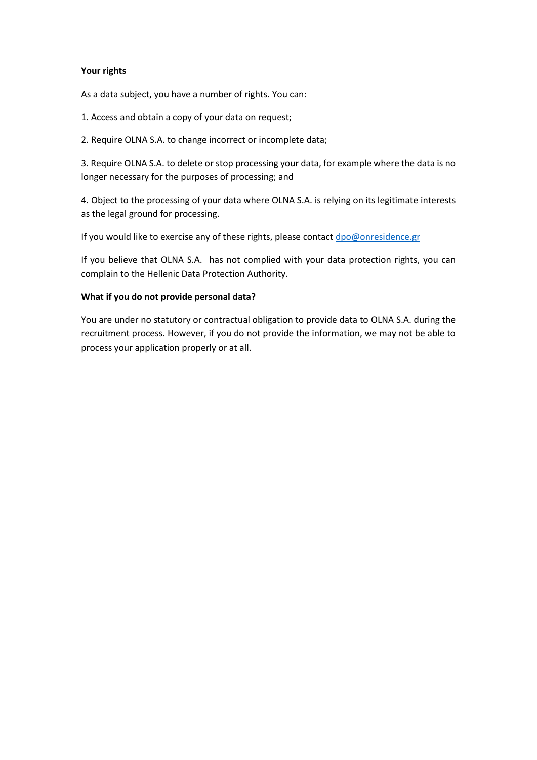**Your rights**

As a data subject, you have a number of rights. You can:

1. Access and obtain a copy of your data on request;

2. Require OLNA S.A. to change incorrect or incomplete data;

3. Require OLNA S.A. to delete or stop processing your data, for example where the data is no longer necessary for the purposes of processing; and

4. Object to the processing of your data where OLNA S.A. is relying on its legitimate interests as the legal ground for processing.

If you would like to exercise any of these rights, please contact dpo@onresidence.gr

If you believe that OLNA S.A. has not complied with your data protection rights, you can complain to the Hellenic Data Protection Authority.

**What if you do not provide personal data?**

You are under no statutory or contractual obligation to provide data to OLNA S.A. during the recruitment process. However, if you do not provide the information, we may not be able to process your application properly or at all.